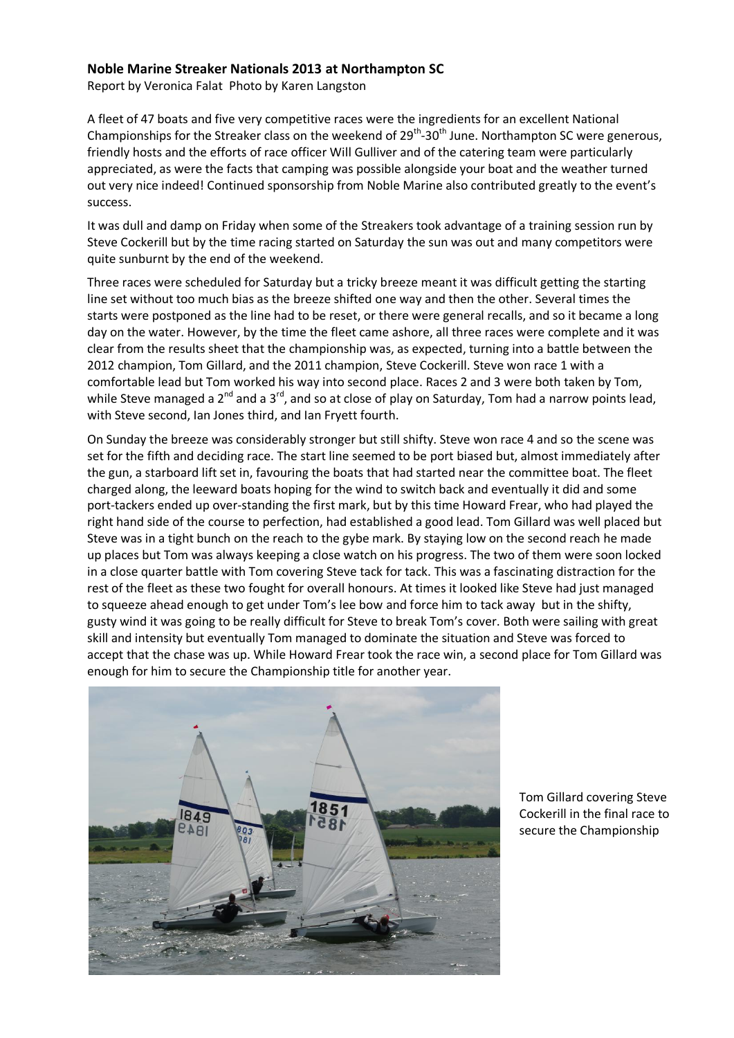**Noble Marine Streaker Nationals 2013 at Northampton SC**

Report by Veronica Falat Photo by Karen Langston

A fleet of 47 boats and five very competitive races were the ingredients for an excellent National Championships for the Streaker class on the weekend of 29th-30th June. Northampton SC were generous, friendly hosts and the efforts of race officer Will Gulliver and of the catering team were particularly appreciated, as were the facts that camping was possible alongside your boat and the weather turned out very nice indeed! Continued sponsorship from Noble Marine also contributed greatly to the event's success.

It was dull and damp on Friday when some of the Streakers took advantage of a training session run by Steve Cockerill but by the time racing started on Saturday the sun was out and many competitors were quite sunburnt by the end of the weekend.

Three races were scheduled for Saturday but a tricky breeze meant it was difficult getting the starting line set without too much bias as the breeze shifted one way and then the other. Several times the starts were postponed as the line had to be reset, or there were general recalls, and so it became a long day on the water. However, by the time the fleet came ashore, all three races were complete and it was clear from the results sheet that the championship was, as expected, turning into a battle between the 2012 champion, Tom Gillard, and the 2011 champion, Steve Cockerill. Steve won race 1 with a comfortable lead but Tom worked his way into second place. Races 2 and 3 were both taken by Tom, while Steve managed a 2nd and a 3rd, and so at close of play on Saturday, Tom had a narrow points lead, with Steve second, Ian Jones third, and Ian Fryett fourth.

On Sunday the breeze was considerably stronger but still shifty. Steve won race 4 and so the scene was set for the fifth and deciding race. The start line seemed to be port biased but, almost immediately after the gun, a starboard lift set in, favouring the boats that had started near the committee boat. The fleet charged along, the leeward boats hoping for the wind to switch back and eventually it did and some port-tackers ended up over-standing the first mark, but by this time Howard Frear, who had played the right hand side of the course to perfection, had established a good lead. Tom Gillard was well placed but Steve was in a tight bunch on the reach to the gybe mark. By staying low on the second reach he made up places but Tom was always keeping a close watch on his progress. The two of them were soon locked in a close quarter battle with Tom covering Steve tack for tack. This was a fascinating distraction for the rest of the fleet as these two fought for overall honours. At times it looked like Steve had just managed to squeeze ahead enough to get under Tom's lee bow and force him to tack away but in the shifty, gusty wind it was going to be really difficult for Steve to break Tom's cover. Both were sailing with great skill and intensity but eventually Tom managed to dominate the situation and Steve was forced to accept that the chase was up. While Howard Frear took the race win, a second place for Tom Gillard was enough for him to secure the Championship title for another year.

Tom Gillard covering Steve Cockerill in the final race to secure the Championship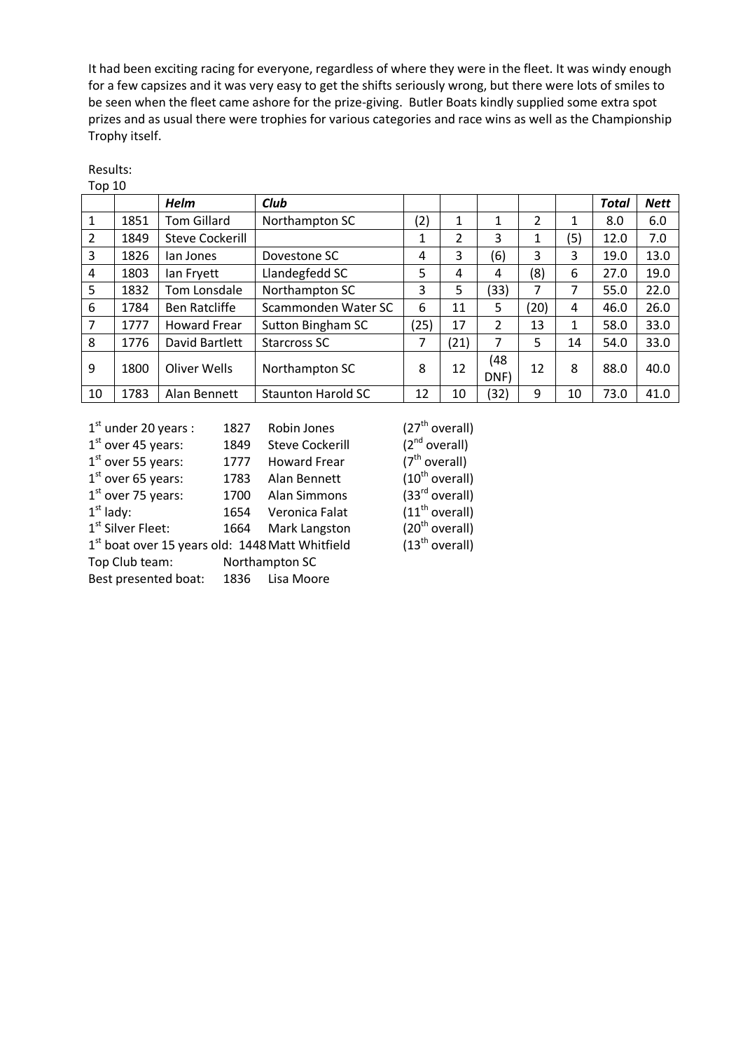It had been exciting racing for everyone, regardless of where they were in the fleet. It was windy enough for a few capsizes and it was very easy to get the shifts seriously wrong, but there were lots of smiles to be seen when the fleet came ashore for the prize-giving. Butler Boats kindly supplied some extra spot prizes and as usual there were trophies for various categories and race wins as well as the Championship Trophy itself.

Results:

Top 10

| | | *Helm* | *Club* | | | | | | *Total* | *Nett* |
|---|---|---|---|---|---|---|---|---|---|---|
| 1 | 1851 | Tom Gillard | Northampton SC | (2) | 1 | 1 | 2 | 1 | 8.0 | 6.0 |
| 2 | 1849 | Steve Cockerill | | 1 | 2 | 3 | 1 | (5) | 12.0 | 7.0 |
| 3 | 1826 | Ian Jones | Dovestone SC | 4 | 3 | (6) | 3 | 3 | 19.0 | 13.0 |
| 4 | 1803 | Ian Fryett | Llandegfedd SC | 5 | 4 | 4 | (8) | 6 | 27.0 | 19.0 |
| 5 | 1832 | Tom Lonsdale | Northampton SC | 3 | 5 | (33) | 7 | 7 | 55.0 | 22.0 |
| 6 | 1784 | Ben Ratcliffe | Scammonden Water SC | 6 | 11 | 5 | (20) | 4 | 46.0 | 26.0 |
| 7 | 1777 | Howard Frear | Sutton Bingham SC | (25) | 17 | 2 | 13 | 1 | 58.0 | 33.0 |
| 8 | 1776 | David Bartlett | Starcross SC | 7 | (21) | 7 | 5 | 14 | 54.0 | 33.0 |
| 9 | 1800 | Oliver Wells | Northampton SC | 8 | 12 | (48 DNF) | 12 | 8 | 88.0 | 40.0 |
| 10 | 1783 | Alan Bennett | Staunton Harold SC | 12 | 10 | (32) | 9 | 10 | 73.0 | 41.0 |

1st under 20 years : 1827 Robin Jones (27th overall)
1st over 45 years: 1849 Steve Cockerill (2nd overall)
1st over 55 years: 1777 Howard Frear (7th overall)
1st over 65 years: 1783 Alan Bennett (10th overall)
1st over 75 years: 1700 Alan Simmons (33rd overall)
1st lady: 1654 Veronica Falat (11th overall)
1st Silver Fleet: 1664 Mark Langston (20th overall)
1st boat over 15 years old: 1448 Matt Whitfield (13th overall)
Top Club team: Northampton SC
Best presented boat: 1836 Lisa Moore